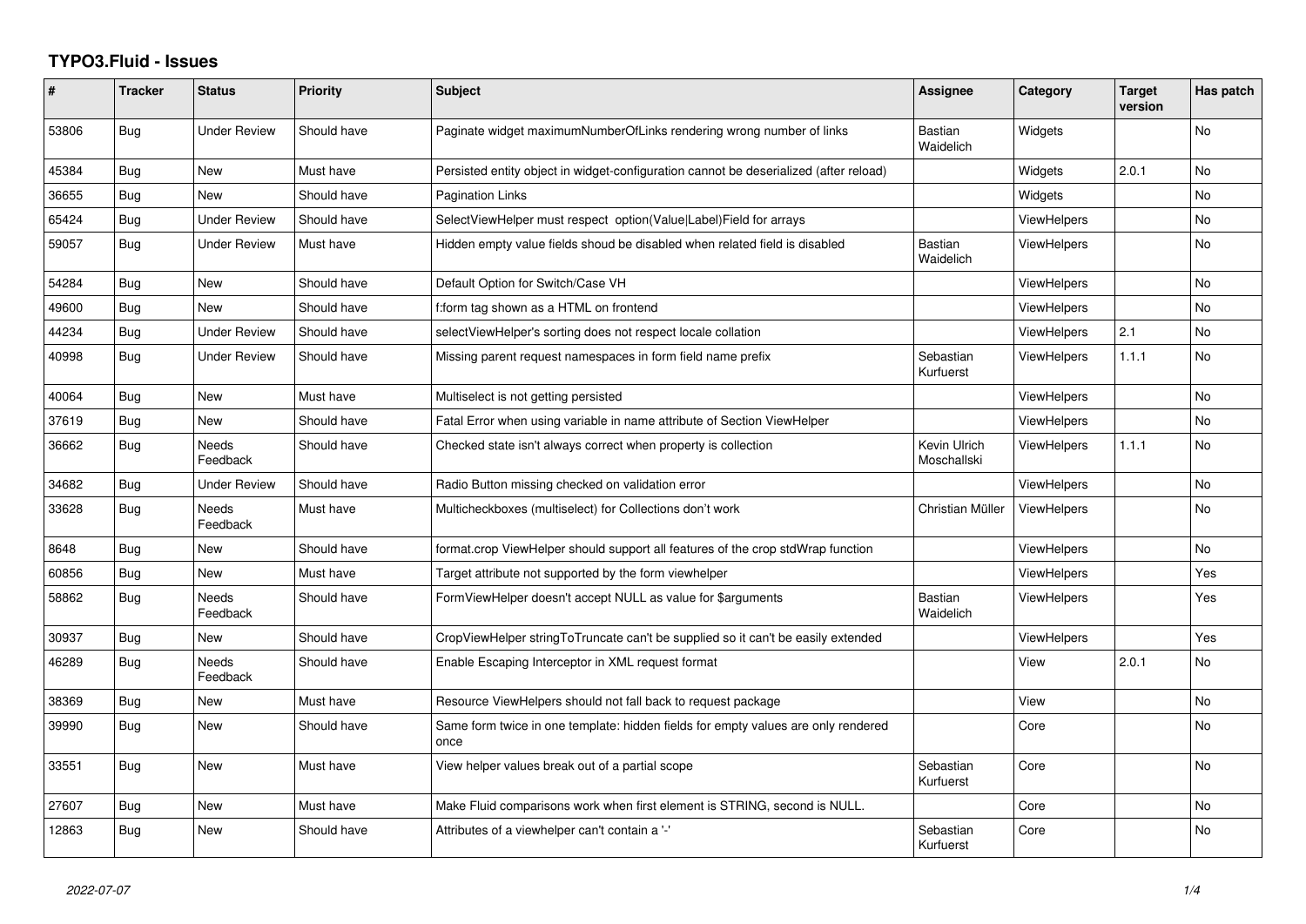# TYPO3.Fluid - Issues

| # | Tracker | Status | Priority | Subject | Assignee | Category | Target version | Has patch |
|---|---|---|---|---|---|---|---|---|
| 53806 | Bug | Under Review | Should have | Paginate widget maximumNumberOfLinks rendering wrong number of links | Bastian Waidelich | Widgets | | No |
| 45384 | Bug | New | Must have | Persisted entity object in widget-configuration cannot be deserialized (after reload) | | Widgets | 2.0.1 | No |
| 36655 | Bug | New | Should have | Pagination Links | | Widgets | | No |
| 65424 | Bug | Under Review | Should have | SelectViewHelper must respect option(Value\|Label)Field for arrays | | ViewHelpers | | No |
| 59057 | Bug | Under Review | Must have | Hidden empty value fields shoud be disabled when related field is disabled | Bastian Waidelich | ViewHelpers | | No |
| 54284 | Bug | New | Should have | Default Option for Switch/Case VH | | ViewHelpers | | No |
| 49600 | Bug | New | Should have | f:form tag shown as a HTML on frontend | | ViewHelpers | | No |
| 44234 | Bug | Under Review | Should have | selectViewHelper's sorting does not respect locale collation | | ViewHelpers | 2.1 | No |
| 40998 | Bug | Under Review | Should have | Missing parent request namespaces in form field name prefix | Sebastian Kurfuerst | ViewHelpers | 1.1.1 | No |
| 40064 | Bug | New | Must have | Multiselect is not getting persisted | | ViewHelpers | | No |
| 37619 | Bug | New | Should have | Fatal Error when using variable in name attribute of Section ViewHelper | | ViewHelpers | | No |
| 36662 | Bug | Needs Feedback | Should have | Checked state isn't always correct when property is collection | Kevin Ulrich Moschallski | ViewHelpers | 1.1.1 | No |
| 34682 | Bug | Under Review | Should have | Radio Button missing checked on validation error | | ViewHelpers | | No |
| 33628 | Bug | Needs Feedback | Must have | Multicheckboxes (multiselect) for Collections don't work | Christian Müller | ViewHelpers | | No |
| 8648 | Bug | New | Should have | format.crop ViewHelper should support all features of the crop stdWrap function | | ViewHelpers | | No |
| 60856 | Bug | New | Must have | Target attribute not supported by the form viewhelper | | ViewHelpers | | Yes |
| 58862 | Bug | Needs Feedback | Should have | FormViewHelper doesn't accept NULL as value for $arguments | Bastian Waidelich | ViewHelpers | | Yes |
| 30937 | Bug | New | Should have | CropViewHelper stringToTruncate can't be supplied so it can't be easily extended | | ViewHelpers | | Yes |
| 46289 | Bug | Needs Feedback | Should have | Enable Escaping Interceptor in XML request format | | View | 2.0.1 | No |
| 38369 | Bug | New | Must have | Resource ViewHelpers should not fall back to request package | | View | | No |
| 39990 | Bug | New | Should have | Same form twice in one template: hidden fields for empty values are only rendered once | | Core | | No |
| 33551 | Bug | New | Must have | View helper values break out of a partial scope | Sebastian Kurfuerst | Core | | No |
| 27607 | Bug | New | Must have | Make Fluid comparisons work when first element is STRING, second is NULL. | | Core | | No |
| 12863 | Bug | New | Should have | Attributes of a viewhelper can't contain a '-' | Sebastian Kurfuerst | Core | | No |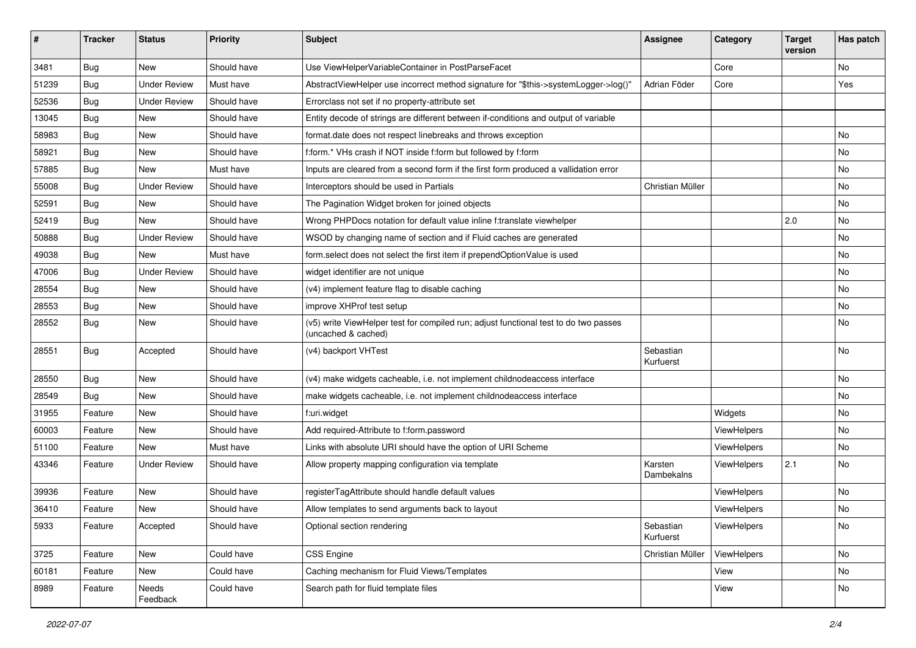| # | Tracker | Status | Priority | Subject | Assignee | Category | Target version | Has patch |
|---|---|---|---|---|---|---|---|---|
| 3481 | Bug | New | Should have | Use ViewHelperVariableContainer in PostParseFacet | | Core | | No |
| 51239 | Bug | Under Review | Must have | AbstractViewHelper use incorrect method signature for "$this->systemLogger->log()" | Adrian Föder | Core | | Yes |
| 52536 | Bug | Under Review | Should have | Errorclass not set if no property-attribute set | | | | |
| 13045 | Bug | New | Should have | Entity decode of strings are different between if-conditions and output of variable | | | | |
| 58983 | Bug | New | Should have | format.date does not respect linebreaks and throws exception | | | | No |
| 58921 | Bug | New | Should have | f:form.* VHs crash if NOT inside f:form but followed by f:form | | | | No |
| 57885 | Bug | New | Must have | Inputs are cleared from a second form if the first form produced a vallidation error | | | | No |
| 55008 | Bug | Under Review | Should have | Interceptors should be used in Partials | Christian Müller | | | No |
| 52591 | Bug | New | Should have | The Pagination Widget broken for joined objects | | | | No |
| 52419 | Bug | New | Should have | Wrong PHPDocs notation for default value inline f:translate viewhelper | | | 2.0 | No |
| 50888 | Bug | Under Review | Should have | WSOD by changing name of section and if Fluid caches are generated | | | | No |
| 49038 | Bug | New | Must have | form.select does not select the first item if prependOptionValue is used | | | | No |
| 47006 | Bug | Under Review | Should have | widget identifier are not unique | | | | No |
| 28554 | Bug | New | Should have | (v4) implement feature flag to disable caching | | | | No |
| 28553 | Bug | New | Should have | improve XHProf test setup | | | | No |
| 28552 | Bug | New | Should have | (v5) write ViewHelper test for compiled run; adjust functional test to do two passes (uncached & cached) | | | | No |
| 28551 | Bug | Accepted | Should have | (v4) backport VHTest | Sebastian Kurfuerst | | | No |
| 28550 | Bug | New | Should have | (v4) make widgets cacheable, i.e. not implement childnodeaccess interface | | | | No |
| 28549 | Bug | New | Should have | make widgets cacheable, i.e. not implement childnodeaccess interface | | | | No |
| 31955 | Feature | New | Should have | f:uri.widget | | Widgets | | No |
| 60003 | Feature | New | Should have | Add required-Attribute to f:form.password | | ViewHelpers | | No |
| 51100 | Feature | New | Must have | Links with absolute URI should have the option of URI Scheme | | ViewHelpers | | No |
| 43346 | Feature | Under Review | Should have | Allow property mapping configuration via template | Karsten Dambekalns | ViewHelpers | 2.1 | No |
| 39936 | Feature | New | Should have | registerTagAttribute should handle default values | | ViewHelpers | | No |
| 36410 | Feature | New | Should have | Allow templates to send arguments back to layout | | ViewHelpers | | No |
| 5933 | Feature | Accepted | Should have | Optional section rendering | Sebastian Kurfuerst | ViewHelpers | | No |
| 3725 | Feature | New | Could have | CSS Engine | Christian Müller | ViewHelpers | | No |
| 60181 | Feature | New | Could have | Caching mechanism for Fluid Views/Templates | | View | | No |
| 8989 | Feature | Needs Feedback | Could have | Search path for fluid template files | | View | | No |

2022-07-07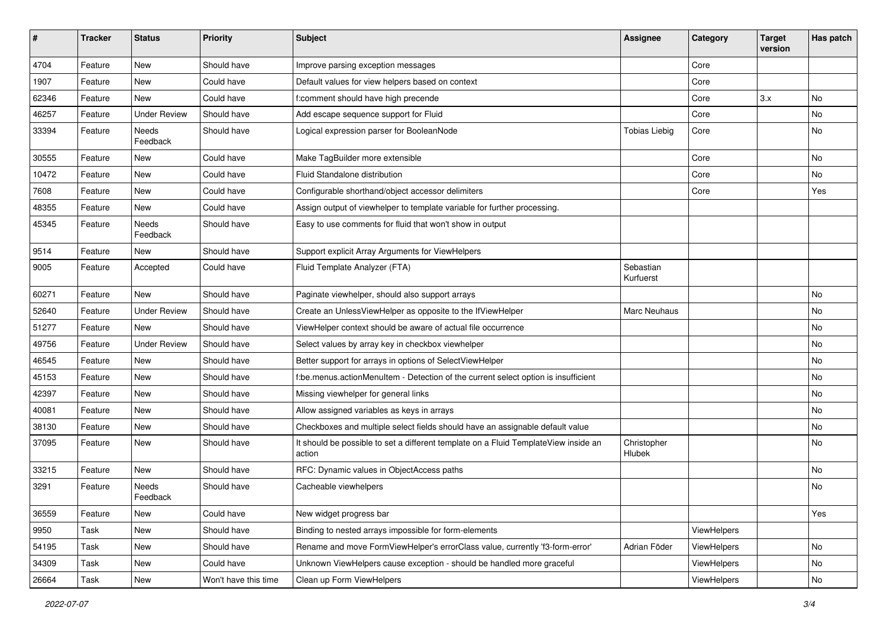| # | Tracker | Status | Priority | Subject | Assignee | Category | Target version | Has patch |
|---|---|---|---|---|---|---|---|---|
| 4704 | Feature | New | Should have | Improve parsing exception messages | | Core | | |
| 1907 | Feature | New | Could have | Default values for view helpers based on context | | Core | | |
| 62346 | Feature | New | Could have | f:comment should have high precende | | Core | 3.x | No |
| 46257 | Feature | Under Review | Should have | Add escape sequence support for Fluid | | Core | | No |
| 33394 | Feature | Needs Feedback | Should have | Logical expression parser for BooleanNode | Tobias Liebig | Core | | No |
| 30555 | Feature | New | Could have | Make TagBuilder more extensible | | Core | | No |
| 10472 | Feature | New | Could have | Fluid Standalone distribution | | Core | | No |
| 7608 | Feature | New | Could have | Configurable shorthand/object accessor delimiters | | Core | | Yes |
| 48355 | Feature | New | Could have | Assign output of viewhelper to template variable for further processing. | | | | |
| 45345 | Feature | Needs Feedback | Should have | Easy to use comments for fluid that won't show in output | | | | |
| 9514 | Feature | New | Should have | Support explicit Array Arguments for ViewHelpers | | | | |
| 9005 | Feature | Accepted | Could have | Fluid Template Analyzer (FTA) | Sebastian Kurfuerst | | | |
| 60271 | Feature | New | Should have | Paginate viewhelper, should also support arrays | | | | No |
| 52640 | Feature | Under Review | Should have | Create an UnlessViewHelper as opposite to the IfViewHelper | Marc Neuhaus | | | No |
| 51277 | Feature | New | Should have | ViewHelper context should be aware of actual file occurrence | | | | No |
| 49756 | Feature | Under Review | Should have | Select values by array key in checkbox viewhelper | | | | No |
| 46545 | Feature | New | Should have | Better support for arrays in options of SelectViewHelper | | | | No |
| 45153 | Feature | New | Should have | f:be.menus.actionMenuItem - Detection of the current select option is insufficient | | | | No |
| 42397 | Feature | New | Should have | Missing viewhelper for general links | | | | No |
| 40081 | Feature | New | Should have | Allow assigned variables as keys in arrays | | | | No |
| 38130 | Feature | New | Should have | Checkboxes and multiple select fields should have an assignable default value | | | | No |
| 37095 | Feature | New | Should have | It should be possible to set a different template on a Fluid TemplateView inside an action | Christopher Hlubek | | | No |
| 33215 | Feature | New | Should have | RFC: Dynamic values in ObjectAccess paths | | | | No |
| 3291 | Feature | Needs Feedback | Should have | Cacheable viewhelpers | | | | No |
| 36559 | Feature | New | Could have | New widget progress bar | | | | Yes |
| 9950 | Task | New | Should have | Binding to nested arrays impossible for form-elements | | ViewHelpers | | |
| 54195 | Task | New | Should have | Rename and move FormViewHelper's errorClass value, currently 'f3-form-error' | Adrian Föder | ViewHelpers | | No |
| 34309 | Task | New | Could have | Unknown ViewHelpers cause exception - should be handled more graceful | | ViewHelpers | | No |
| 26664 | Task | New | Won't have this time | Clean up Form ViewHelpers | | ViewHelpers | | No |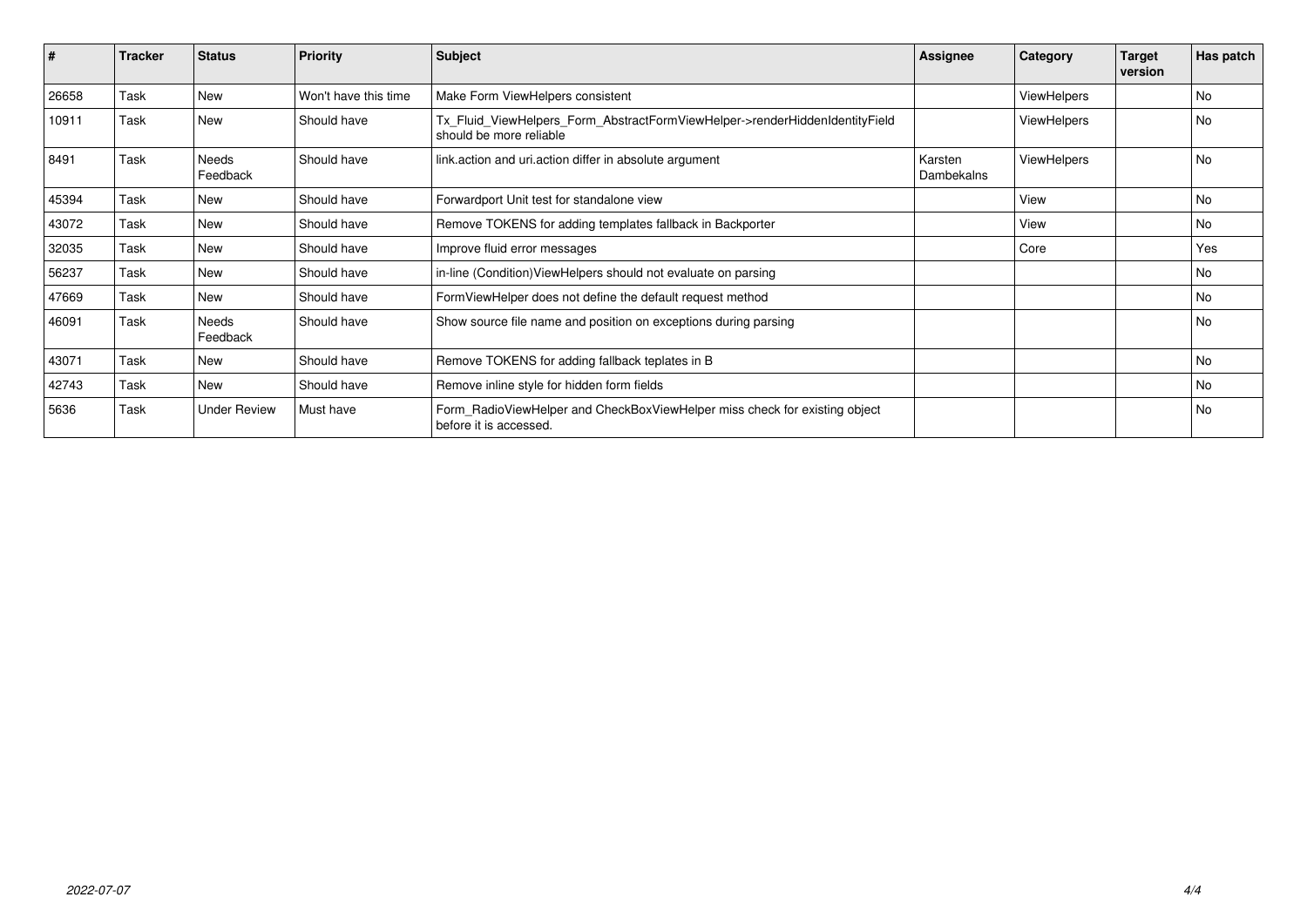| # | Tracker | Status | Priority | Subject | Assignee | Category | Target version | Has patch |
|---|---|---|---|---|---|---|---|---|
| 26658 | Task | New | Won't have this time | Make Form ViewHelpers consistent | | ViewHelpers | | No |
| 10911 | Task | New | Should have | Tx_Fluid_ViewHelpers_Form_AbstractFormViewHelper->renderHiddenIdentityField should be more reliable | | ViewHelpers | | No |
| 8491 | Task | Needs Feedback | Should have | link.action and uri.action differ in absolute argument | Karsten Dambekalns | ViewHelpers | | No |
| 45394 | Task | New | Should have | Forwardport Unit test for standalone view | | View | | No |
| 43072 | Task | New | Should have | Remove TOKENS for adding templates fallback in Backporter | | View | | No |
| 32035 | Task | New | Should have | Improve fluid error messages | | Core | | Yes |
| 56237 | Task | New | Should have | in-line (Condition)ViewHelpers should not evaluate on parsing | | | | No |
| 47669 | Task | New | Should have | FormViewHelper does not define the default request method | | | | No |
| 46091 | Task | Needs Feedback | Should have | Show source file name and position on exceptions during parsing | | | | No |
| 43071 | Task | New | Should have | Remove TOKENS for adding fallback teplates in B | | | | No |
| 42743 | Task | New | Should have | Remove inline style for hidden form fields | | | | No |
| 5636 | Task | Under Review | Must have | Form_RadioViewHelper and CheckBoxViewHelper miss check for existing object before it is accessed. | | | | No |

*2022-07-07*